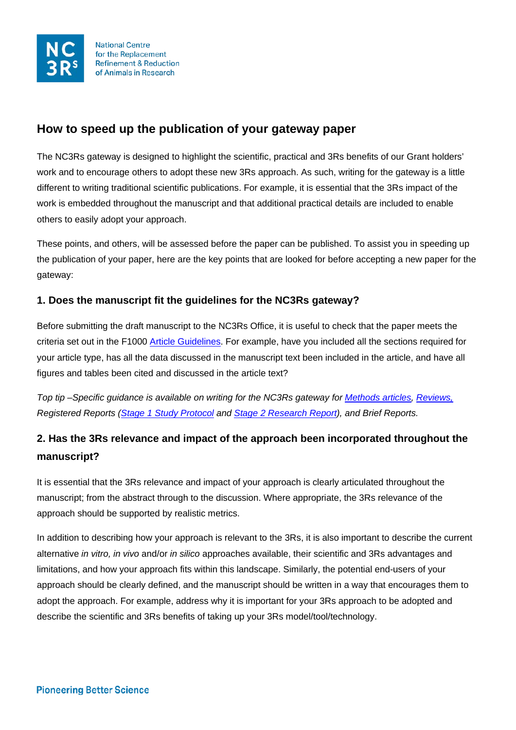National Centre for the Replacement Refinement & Reduction of Animals in Research

## How to speed up the publication of your gateway paper

The NC3Rs gateway is designed to highlight the scientific, practical and 3Rs benefits of our Grant holders' work and to encourage others to adopt these new 3Rs approach. As such, writing for the gateway is a little different to writing traditional scientific publications. For example, it is essential that the 3Rs impact of the work is embedded throughout the manuscript and that additional practical details are included to enable others to easily adopt your approach.

These points, and others, will be assessed before the paper can be published. To assist you in speeding up the publication of your paper, here are the key points that are looked for before accepting a new paper for the gateway:

### 1. Does the manuscript fit the guidelines for the NC3Rs gateway?

Before submitting the draft manuscript to the NC3Rs Office, it is useful to check that the paper meets the criteria set out in the F1000 Article Guidelines. For example, have you included all the sections required for your article type, has all the data discussed in the manuscript text been included in the article, and have all figures and tables been cited and discussed in the article text?

*Top tip –Specific guidance is available on writing for the NC3Rs gateway for Methods articles, Reviews, Registered Reports (Stage 1 Study Protocol and Stage 2 Research Report), and Brief Reports.*

### 2. Has the 3Rs relevance and impact of the approach been incorporated throughout the manuscript?

It is essential that the 3Rs relevance and impact of your approach is clearly articulated throughout the manuscript; from the abstract through to the discussion. Where appropriate, the 3Rs relevance of the approach should be supported by realistic metrics.

In addition to describing how your approach is relevant to the 3Rs, it is also important to describe the current alternative *in vitro, in vivo* and/or *in silico* approaches available, their scientific and 3Rs advantages and limitations, and how your approach fits within this landscape. Similarly, the potential end-users of your approach should be clearly defined, and the manuscript should be written in a way that encourages them to adopt the approach. For example, address why it is important for your 3Rs approach to be adopted and describe the scientific and 3Rs benefits of taking up your 3Rs model/tool/technology.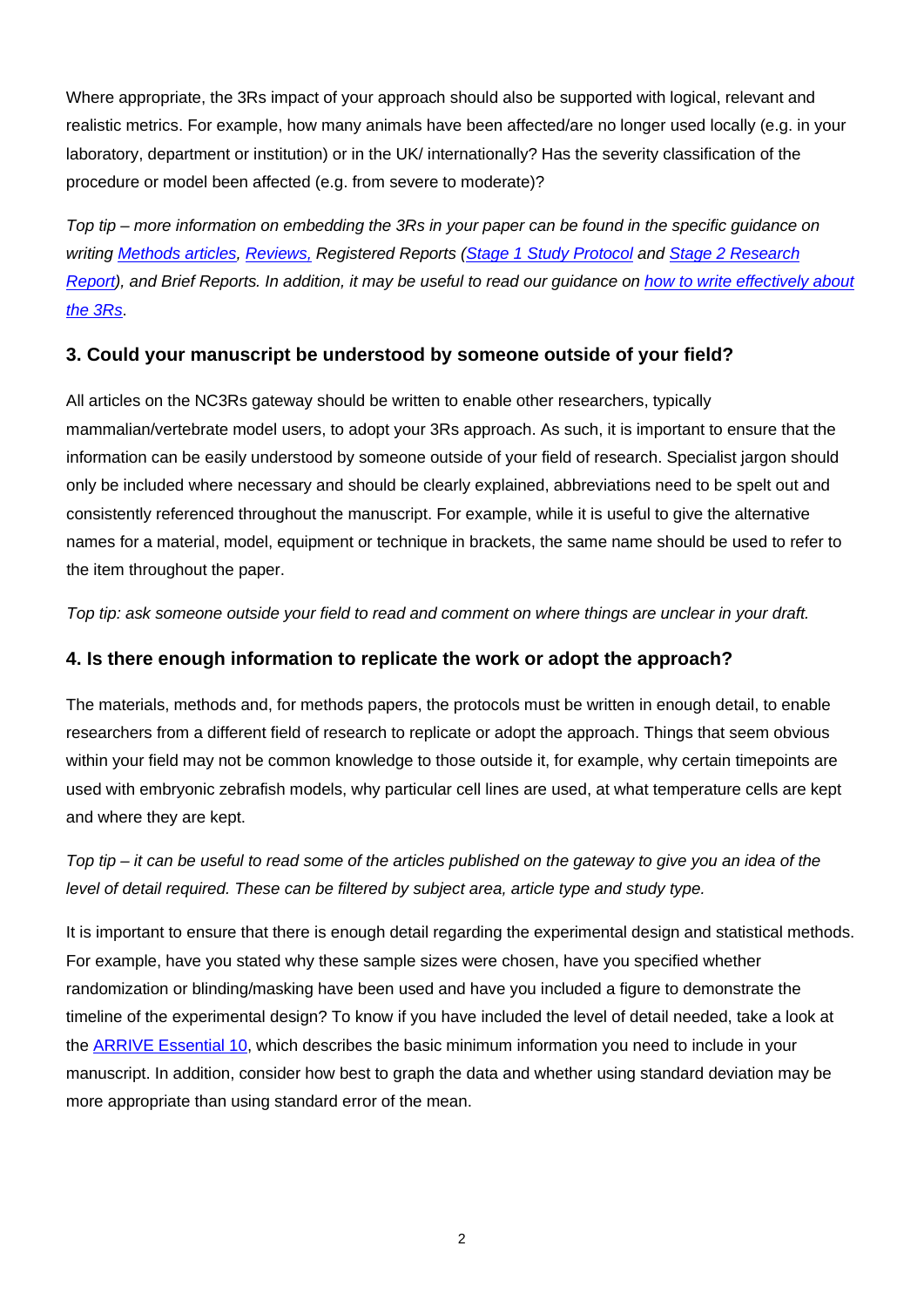Where appropriate, the 3Rs impact of your approach should also be supported with logical, relevant and realistic metrics. For example, how many animals have been affected/are no longer used locally (e.g. in your laboratory, department or institution) or in the UK/ internationally? Has the severity classification of the procedure or model been affected (e.g. from severe to moderate)?

*Top tip – more information on embedding the 3Rs in your paper can be found in the specific guidance on writing [Methods articles](), [Reviews,]() Registered Reports ([Stage 1 Study Protocol]() and [Stage 2 Research Report]()), and Brief Reports. In addition, it may be useful to read our guidance on [how to write effectively about the 3Rs]().*

### 3. Could your manuscript be understood by someone outside of your field?

All articles on the NC3Rs gateway should be written to enable other researchers, typically mammalian/vertebrate model users, to adopt your 3Rs approach. As such, it is important to ensure that the information can be easily understood by someone outside of your field of research. Specialist jargon should only be included where necessary and should be clearly explained, abbreviations need to be spelt out and consistently referenced throughout the manuscript. For example, while it is useful to give the alternative names for a material, model, equipment or technique in brackets, the same name should be used to refer to the item throughout the paper.

*Top tip: ask someone outside your field to read and comment on where things are unclear in your draft.*

### 4. Is there enough information to replicate the work or adopt the approach?

The materials, methods and, for methods papers, the protocols must be written in enough detail, to enable researchers from a different field of research to replicate or adopt the approach. Things that seem obvious within your field may not be common knowledge to those outside it, for example, why certain timepoints are used with embryonic zebrafish models, why particular cell lines are used, at what temperature cells are kept and where they are kept.

*Top tip – it can be useful to read some of the articles published on the gateway to give you an idea of the level of detail required. These can be filtered by subject area, article type and study type.*

It is important to ensure that there is enough detail regarding the experimental design and statistical methods. For example, have you stated why these sample sizes were chosen, have you specified whether randomization or blinding/masking have been used and have you included a figure to demonstrate the timeline of the experimental design? To know if you have included the level of detail needed, take a look at the [ARRIVE Essential 10](), which describes the basic minimum information you need to include in your manuscript. In addition, consider how best to graph the data and whether using standard deviation may be more appropriate than using standard error of the mean.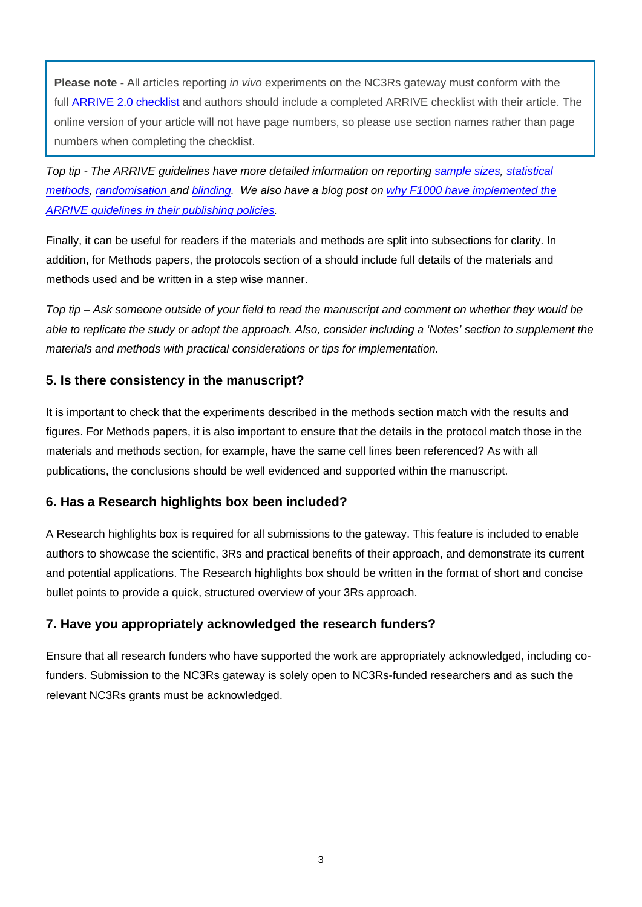> **Please note -** All articles reporting *in vivo* experiments on the NC3Rs gateway must conform with the full [ARRIVE 2.0 checklist] and authors should include a completed ARRIVE checklist with their article. The online version of your article will not have page numbers, so please use section names rather than page numbers when completing the checklist.

*Top tip - The ARRIVE guidelines have more detailed information on reporting [sample sizes], [statistical methods], [randomisation] and [blinding]. We also have a blog post on [why F1000 have implemented the ARRIVE guidelines in their publishing policies].*

Finally, it can be useful for readers if the materials and methods are split into subsections for clarity. In addition, for Methods papers, the protocols section of a should include full details of the materials and methods used and be written in a step wise manner.

*Top tip – Ask someone outside of your field to read the manuscript and comment on whether they would be able to replicate the study or adopt the approach. Also, consider including a 'Notes' section to supplement the materials and methods with practical considerations or tips for implementation.*

### 5. Is there consistency in the manuscript?

It is important to check that the experiments described in the methods section match with the results and figures. For Methods papers, it is also important to ensure that the details in the protocol match those in the materials and methods section, for example, have the same cell lines been referenced? As with all publications, the conclusions should be well evidenced and supported within the manuscript.

### 6. Has a Research highlights box been included?

A Research highlights box is required for all submissions to the gateway. This feature is included to enable authors to showcase the scientific, 3Rs and practical benefits of their approach, and demonstrate its current and potential applications. The Research highlights box should be written in the format of short and concise bullet points to provide a quick, structured overview of your 3Rs approach.

### 7. Have you appropriately acknowledged the research funders?

Ensure that all research funders who have supported the work are appropriately acknowledged, including co-funders. Submission to the NC3Rs gateway is solely open to NC3Rs-funded researchers and as such the relevant NC3Rs grants must be acknowledged.